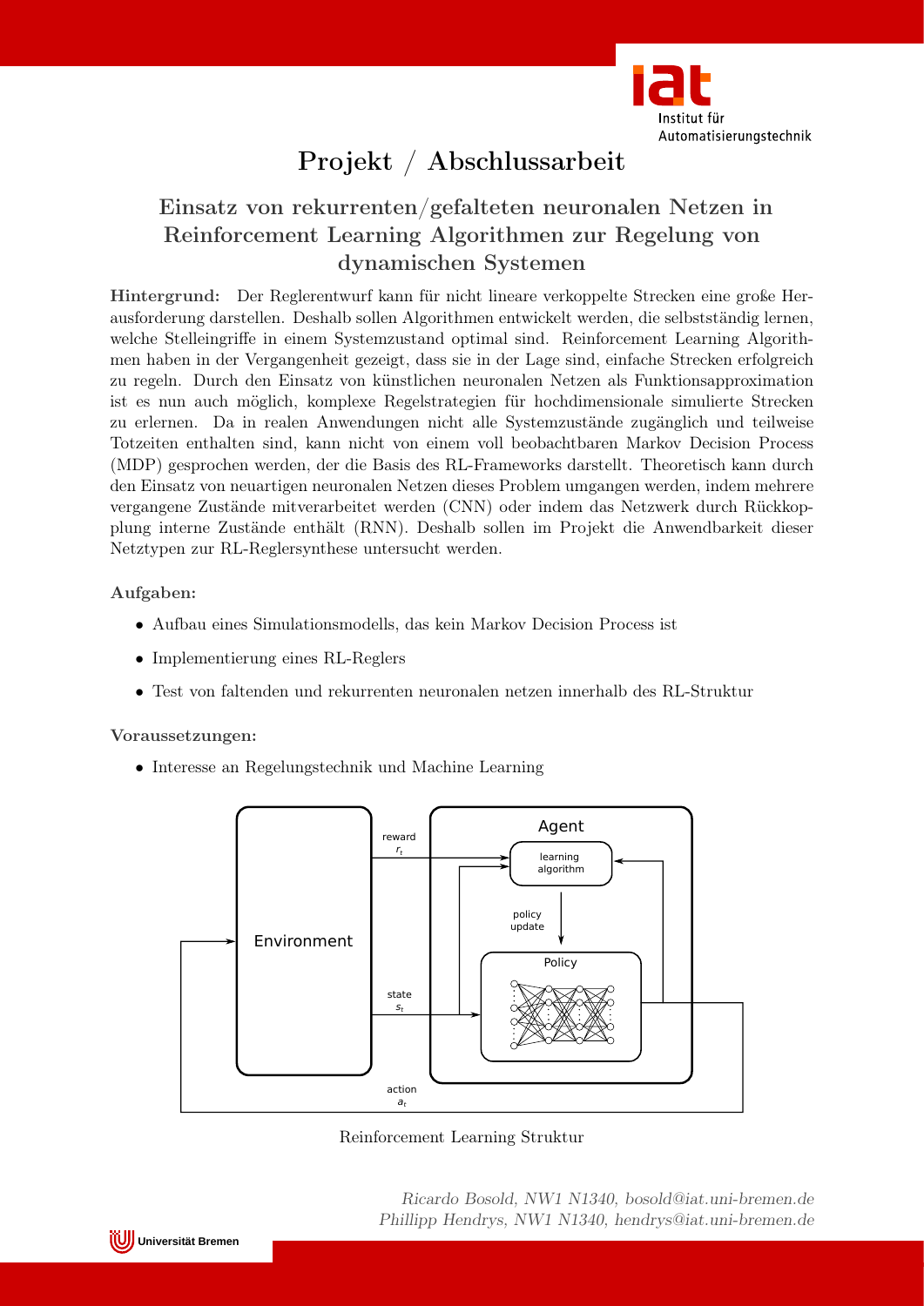# Projekt / Abschlussarbeit

## Einsatz von rekurrenten/gefalteten neuronalen Netzen in Reinforcement Learning Algorithmen zur Regelung von dynamischen Systemen

**Hintergrund:** Der Reglerentwurf kann für nicht lineare verkoppelte Strecken eine große Herausforderung darstellen. Deshalb sollen Algorithmen entwickelt werden, die selbstständig lernen, welche Stelleingriffe in einem Systemzustand optimal sind. Reinforcement Learning Algorithmen haben in der Vergangenheit gezeigt, dass sie in der Lage sind, einfache Strecken erfolgreich zu regeln. Durch den Einsatz von künstlichen neuronalen Netzen als Funktionsapproximation ist es nun auch möglich, komplexe Regelstrategien für hochdimensionale simulierte Strecken zu erlernen. Da in realen Anwendungen nicht alle Systemzustände zugänglich und teilweise Totzeiten enthalten sind, kann nicht von einem voll beobachtbaren Markov Decision Process (MDP) gesprochen werden, der die Basis des RL-Frameworks darstellt. Theoretisch kann durch den Einsatz von neuartigen neuronalen Netzen dieses Problem umgangen werden, indem mehrere vergangene Zustände mitverarbeitet werden (CNN) oder indem das Netzwerk durch Rückkopplung interne Zustände enthält (RNN). Deshalb sollen im Projekt die Anwendbarkeit dieser Netztypen zur RL-Reglersynthese untersucht werden.

**Aufgaben:**

- Aufbau eines Simulationsmodells, das kein Markov Decision Process ist
- Implementierung eines RL-Reglers
- Test von faltenden und rekurrenten neuronalen netzen innerhalb des RL-Struktur

**Voraussetzungen:**

- Interesse an Regelungstechnik und Machine Learning

Environment — reward $r_t$ — state $s_t$ — action $a_t$ — Agent — learning algorithm — policy update — Policy

Reinforcement Learning Struktur

*Ricardo Bosold, NW1 N1340, bosold@iat.uni-bremen.de*
*Phillipp Hendrys, NW1 N1340, hendrys@iat.uni-bremen.de*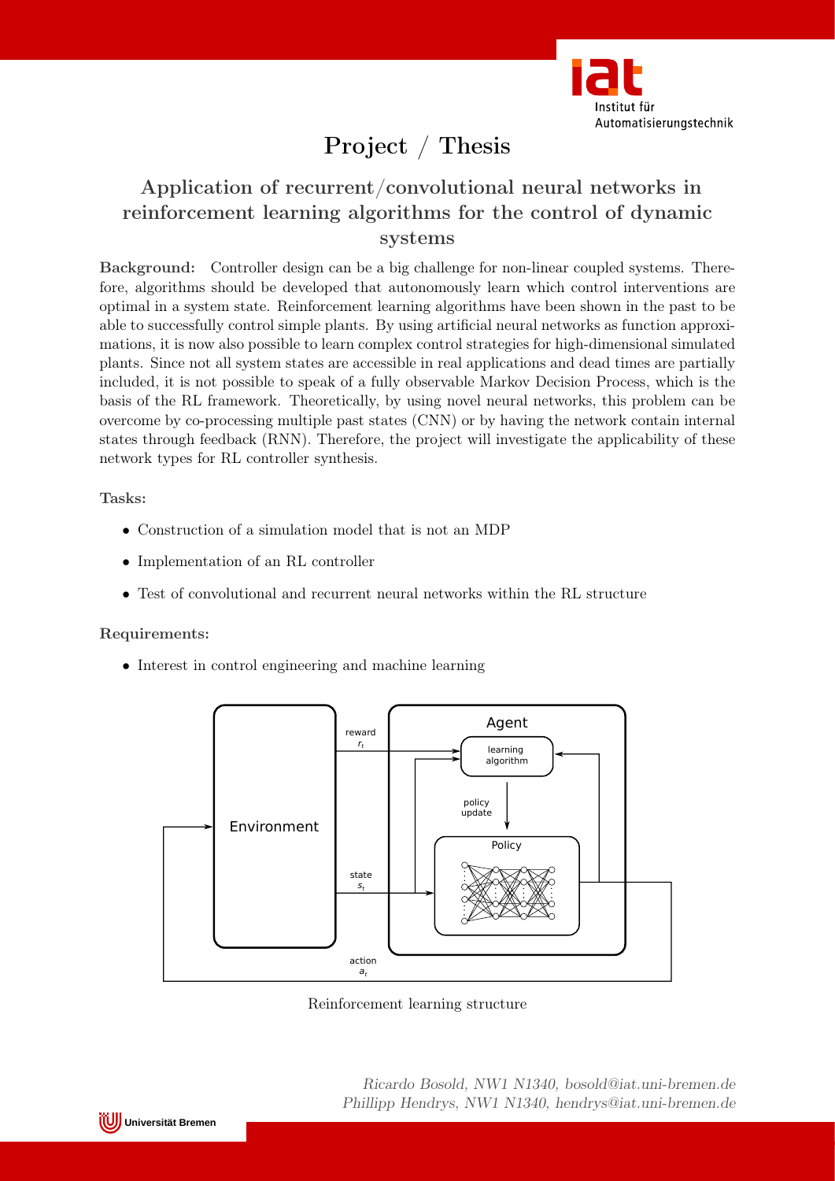# Project / Thesis

## Application of recurrent/convolutional neural networks in reinforcement learning algorithms for the control of dynamic systems

**Background:** Controller design can be a big challenge for non-linear coupled systems. Therefore, algorithms should be developed that autonomously learn which control interventions are optimal in a system state. Reinforcement learning algorithms have been shown in the past to be able to successfully control simple plants. By using artificial neural networks as function approximations, it is now also possible to learn complex control strategies for high-dimensional simulated plants. Since not all system states are accessible in real applications and dead times are partially included, it is not possible to speak of a fully observable Markov Decision Process, which is the basis of the RL framework. Theoretically, by using novel neural networks, this problem can be overcome by co-processing multiple past states (CNN) or by having the network contain internal states through feedback (RNN). Therefore, the project will investigate the applicability of these network types for RL controller synthesis.

**Tasks:**

- Construction of a simulation model that is not an MDP
- Implementation of an RL controller
- Test of convolutional and recurrent neural networks within the RL structure

**Requirements:**

- Interest in control engineering and machine learning

Agent
learning algorithm
policy update
Policy
Environment
reward $r_t$
state $s_t$
action $a_t$

Reinforcement learning structure

*Ricardo Bosold, NW1 N1340, bosold@iat.uni-bremen.de*
*Phillipp Hendrys, NW1 N1340, hendrys@iat.uni-bremen.de*